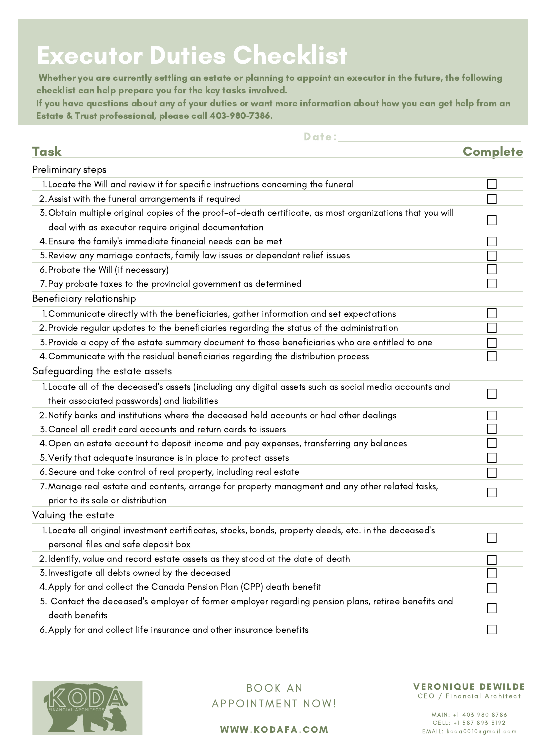# Executor Duties Checklist

**Whether you are currently settling an estate or planning to appoint an executor in the future, the following checklist can help prepare you for the key tasks involved.**
**If you have questions about any of your duties or want more information about how you can get help from an Estate & Trust professional, please call 403-980-7386.**

Date: ____________________

| Task | Complete |
|---|---|
| Preliminary steps | |
| 1. Locate the Will and review it for specific instructions concerning the funeral | ☐ |
| 2. Assist with the funeral arrangements if required | ☐ |
| 3. Obtain multiple original copies of the proof-of-death certificate, as most organizations that you will deal with as executor require original documentation | ☐ |
| 4. Ensure the family's immediate financial needs can be met | ☐ |
| 5. Review any marriage contacts, family law issues or dependant relief issues | ☐ |
| 6. Probate the Will (if necessary) | ☐ |
| 7. Pay probate taxes to the provincial government as determined | ☐ |
| Beneficiary relationship | |
| 1. Communicate directly with the beneficiaries, gather information and set expectations | ☐ |
| 2. Provide regular updates to the beneficiaries regarding the status of the administration | ☐ |
| 3. Provide a copy of the estate summary document to those beneficiaries who are entitled to one | ☐ |
| 4. Communicate with the residual beneficiaries regarding the distribution process | ☐ |
| Safeguarding the estate assets | |
| 1. Locate all of the deceased's assets (including any digital assets such as social media accounts and their associated passwords) and liabilities | ☐ |
| 2. Notify banks and institutions where the deceased held accounts or had other dealings | ☐ |
| 3. Cancel all credit card accounts and return cards to issuers | ☐ |
| 4. Open an estate account to deposit income and pay expenses, transferring any balances | ☐ |
| 5. Verify that adequate insurance is in place to protect assets | ☐ |
| 6. Secure and take control of real property, including real estate | ☐ |
| 7. Manage real estate and contents, arrange for property managment and any other related tasks, prior to its sale or distribution | ☐ |
| Valuing the estate | |
| 1. Locate all original investment certificates, stocks, bonds, property deeds, etc. in the deceased's personal files and safe deposit box | ☐ |
| 2. Identify, value and record estate assets as they stood at the date of death | ☐ |
| 3. Investigate all debts owned by the deceased | ☐ |
| 4. Apply for and collect the Canada Pension Plan (CPP) death benefit | ☐ |
| 5. Contact the deceased's employer of former employer regarding pension plans, retiree benefits and death benefits | ☐ |
| 6. Apply for and collect life insurance and other insurance benefits | ☐ |

KODA FINANCIAL ARCHITECTS

BOOK AN APPOINTMENT NOW!

**WWW.KODAFA.COM**

**VERONIQUE DEWILDE**
CEO / Financial Architect

MAIN: +1 403 980 8786
CELL: +1 587 893 3192
EMAIL: koda0010@gmail.com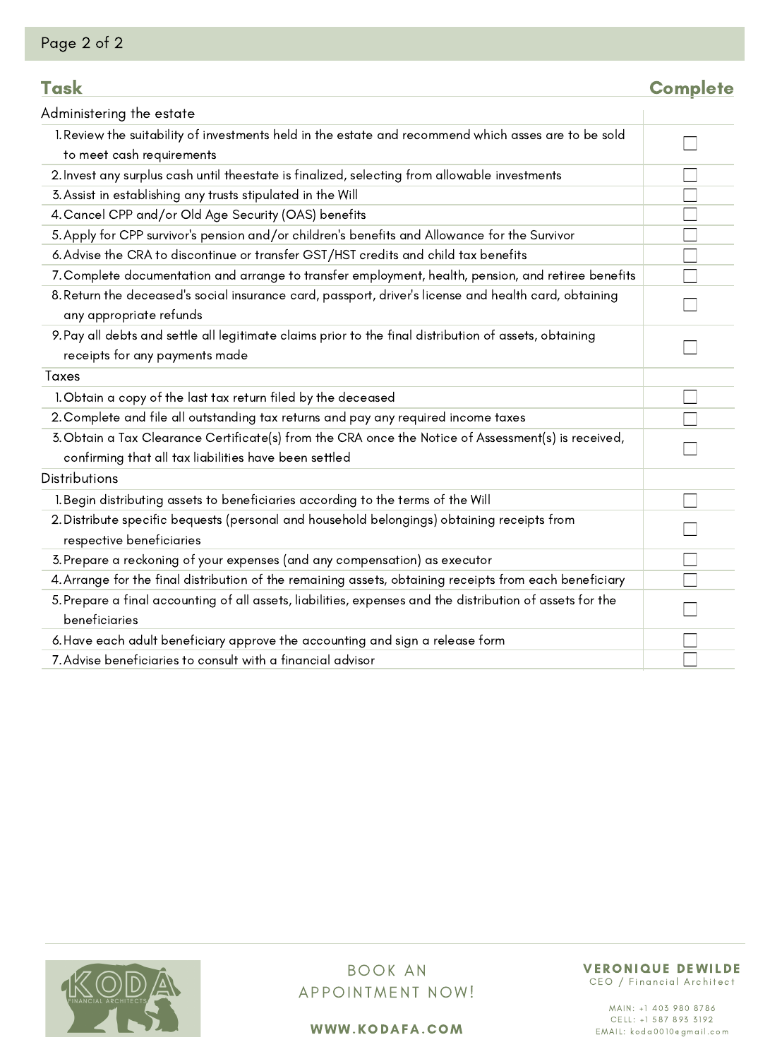| Task | Complete |
|---|---|
| Administering the estate | |
| 1. Review the suitability of investments held in the estate and recommend which asses are to be sold to meet cash requirements | ☐ |
| 2. Invest any surplus cash until theestate is finalized, selecting from allowable investments | ☐ |
| 3. Assist in establishing any trusts stipulated in the Will | ☐ |
| 4. Cancel CPP and/or Old Age Security (OAS) benefits | ☐ |
| 5. Apply for CPP survivor's pension and/or children's benefits and Allowance for the Survivor | ☐ |
| 6. Advise the CRA to discontinue or transfer GST/HST credits and child tax benefits | ☐ |
| 7. Complete documentation and arrange to transfer employment, health, pension, and retiree benefits | ☐ |
| 8. Return the deceased's social insurance card, passport, driver's license and health card, obtaining any appropriate refunds | ☐ |
| 9. Pay all debts and settle all legitimate claims prior to the final distribution of assets, obtaining receipts for any payments made | ☐ |
| Taxes | |
| 1. Obtain a copy of the last tax return filed by the deceased | ☐ |
| 2. Complete and file all outstanding tax returns and pay any required income taxes | ☐ |
| 3. Obtain a Tax Clearance Certificate(s) from the CRA once the Notice of Assessment(s) is received, confirming that all tax liabilities have been settled | ☐ |
| Distributions | |
| 1. Begin distributing assets to beneficiaries according to the terms of the Will | ☐ |
| 2. Distribute specific bequests (personal and household belongings) obtaining receipts from respective beneficiaries | ☐ |
| 3. Prepare a reckoning of your expenses (and any compensation) as executor | ☐ |
| 4. Arrange for the final distribution of the remaining assets, obtaining receipts from each beneficiary | ☐ |
| 5. Prepare a final accounting of all assets, liabilities, expenses and the distribution of assets for the beneficiaries | ☐ |
| 6. Have each adult beneficiary approve the accounting and sign a release form | ☐ |
| 7. Advise beneficiaries to consult with a financial advisor | ☐ |

KODA
FINANCIAL ARCHITECTS

BOOK AN APPOINTMENT NOW!

**WWW.KODAFA.COM**

**VERONIQUE DEWILDE**
CEO / Financial Architect

MAIN: +1 403 980 8786
CELL: +1 587 893 3192
EMAIL: koda0010@gmail.com